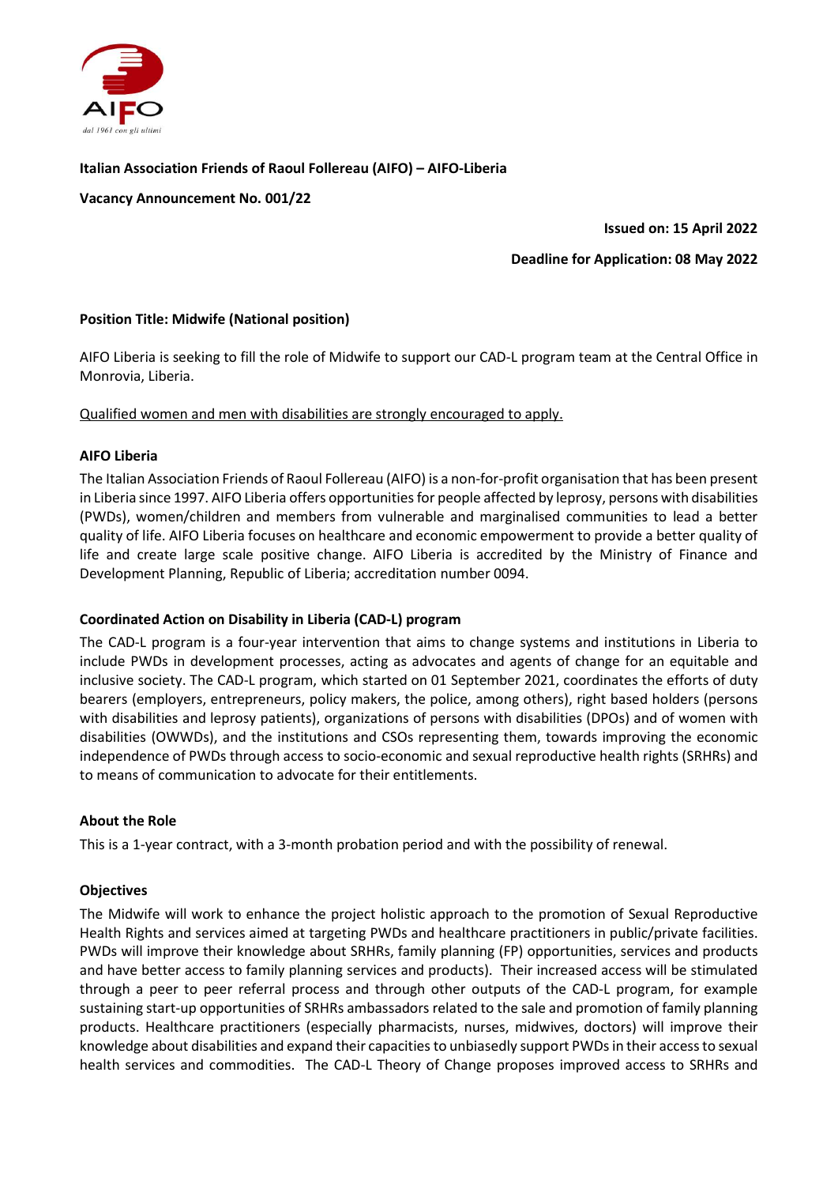**Italian Association Friends of Raoul Follereau (AIFO) – AIFO-Liberia**

**Vacancy Announcement No. 001/22**

**Issued on: 15 April 2022**

**Deadline for Application: 08 May 2022**

**Position Title: Midwife (National position)**

AIFO Liberia is seeking to fill the role of Midwife to support our CAD-L program team at the Central Office in Monrovia, Liberia.

Qualified women and men with disabilities are strongly encouraged to apply.

**AIFO Liberia**

The Italian Association Friends of Raoul Follereau (AIFO) is a non-for-profit organisation that has been present in Liberia since 1997. AIFO Liberia offers opportunities for people affected by leprosy, persons with disabilities (PWDs), women/children and members from vulnerable and marginalised communities to lead a better quality of life. AIFO Liberia focuses on healthcare and economic empowerment to provide a better quality of life and create large scale positive change. AIFO Liberia is accredited by the Ministry of Finance and Development Planning, Republic of Liberia; accreditation number 0094.

**Coordinated Action on Disability in Liberia (CAD-L) program**

The CAD-L program is a four-year intervention that aims to change systems and institutions in Liberia to include PWDs in development processes, acting as advocates and agents of change for an equitable and inclusive society. The CAD-L program, which started on 01 September 2021, coordinates the efforts of duty bearers (employers, entrepreneurs, policy makers, the police, among others), right based holders (persons with disabilities and leprosy patients), organizations of persons with disabilities (DPOs) and of women with disabilities (OWWDs), and the institutions and CSOs representing them, towards improving the economic independence of PWDs through access to socio-economic and sexual reproductive health rights (SRHRs) and to means of communication to advocate for their entitlements.

**About the Role**

This is a 1-year contract, with a 3-month probation period and with the possibility of renewal.

**Objectives**

The Midwife will work to enhance the project holistic approach to the promotion of Sexual Reproductive Health Rights and services aimed at targeting PWDs and healthcare practitioners in public/private facilities. PWDs will improve their knowledge about SRHRs, family planning (FP) opportunities, services and products and have better access to family planning services and products). Their increased access will be stimulated through a peer to peer referral process and through other outputs of the CAD-L program, for example sustaining start-up opportunities of SRHRs ambassadors related to the sale and promotion of family planning products. Healthcare practitioners (especially pharmacists, nurses, midwives, doctors) will improve their knowledge about disabilities and expand their capacities to unbiasedly support PWDs in their access to sexual health services and commodities. The CAD-L Theory of Change proposes improved access to SRHRs and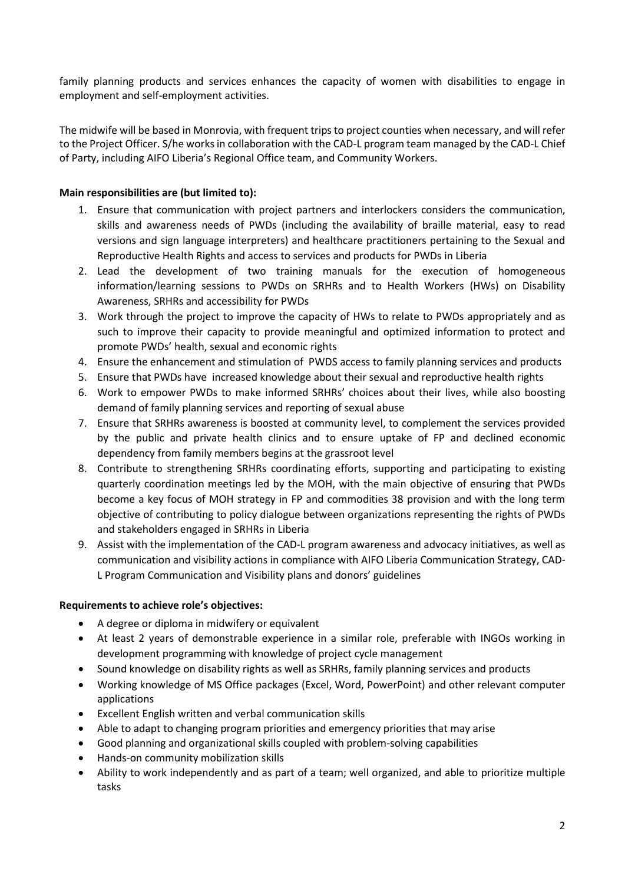family planning products and services enhances the capacity of women with disabilities to engage in employment and self-employment activities.

The midwife will be based in Monrovia, with frequent trips to project counties when necessary, and will refer to the Project Officer. S/he works in collaboration with the CAD-L program team managed by the CAD-L Chief of Party, including AIFO Liberia's Regional Office team, and Community Workers.

**Main responsibilities are (but limited to):**

1. Ensure that communication with project partners and interlockers considers the communication, skills and awareness needs of PWDs (including the availability of braille material, easy to read versions and sign language interpreters) and healthcare practitioners pertaining to the Sexual and Reproductive Health Rights and access to services and products for PWDs in Liberia
2. Lead the development of two training manuals for the execution of homogeneous information/learning sessions to PWDs on SRHRs and to Health Workers (HWs) on Disability Awareness, SRHRs and accessibility for PWDs
3. Work through the project to improve the capacity of HWs to relate to PWDs appropriately and as such to improve their capacity to provide meaningful and optimized information to protect and promote PWDs' health, sexual and economic rights
4. Ensure the enhancement and stimulation of PWDS access to family planning services and products
5. Ensure that PWDs have increased knowledge about their sexual and reproductive health rights
6. Work to empower PWDs to make informed SRHRs' choices about their lives, while also boosting demand of family planning services and reporting of sexual abuse
7. Ensure that SRHRs awareness is boosted at community level, to complement the services provided by the public and private health clinics and to ensure uptake of FP and declined economic dependency from family members begins at the grassroot level
8. Contribute to strengthening SRHRs coordinating efforts, supporting and participating to existing quarterly coordination meetings led by the MOH, with the main objective of ensuring that PWDs become a key focus of MOH strategy in FP and commodities 38 provision and with the long term objective of contributing to policy dialogue between organizations representing the rights of PWDs and stakeholders engaged in SRHRs in Liberia
9. Assist with the implementation of the CAD-L program awareness and advocacy initiatives, as well as communication and visibility actions in compliance with AIFO Liberia Communication Strategy, CAD-L Program Communication and Visibility plans and donors' guidelines

**Requirements to achieve role's objectives:**

- A degree or diploma in midwifery or equivalent
- At least 2 years of demonstrable experience in a similar role, preferable with INGOs working in development programming with knowledge of project cycle management
- Sound knowledge on disability rights as well as SRHRs, family planning services and products
- Working knowledge of MS Office packages (Excel, Word, PowerPoint) and other relevant computer applications
- Excellent English written and verbal communication skills
- Able to adapt to changing program priorities and emergency priorities that may arise
- Good planning and organizational skills coupled with problem-solving capabilities
- Hands-on community mobilization skills
- Ability to work independently and as part of a team; well organized, and able to prioritize multiple tasks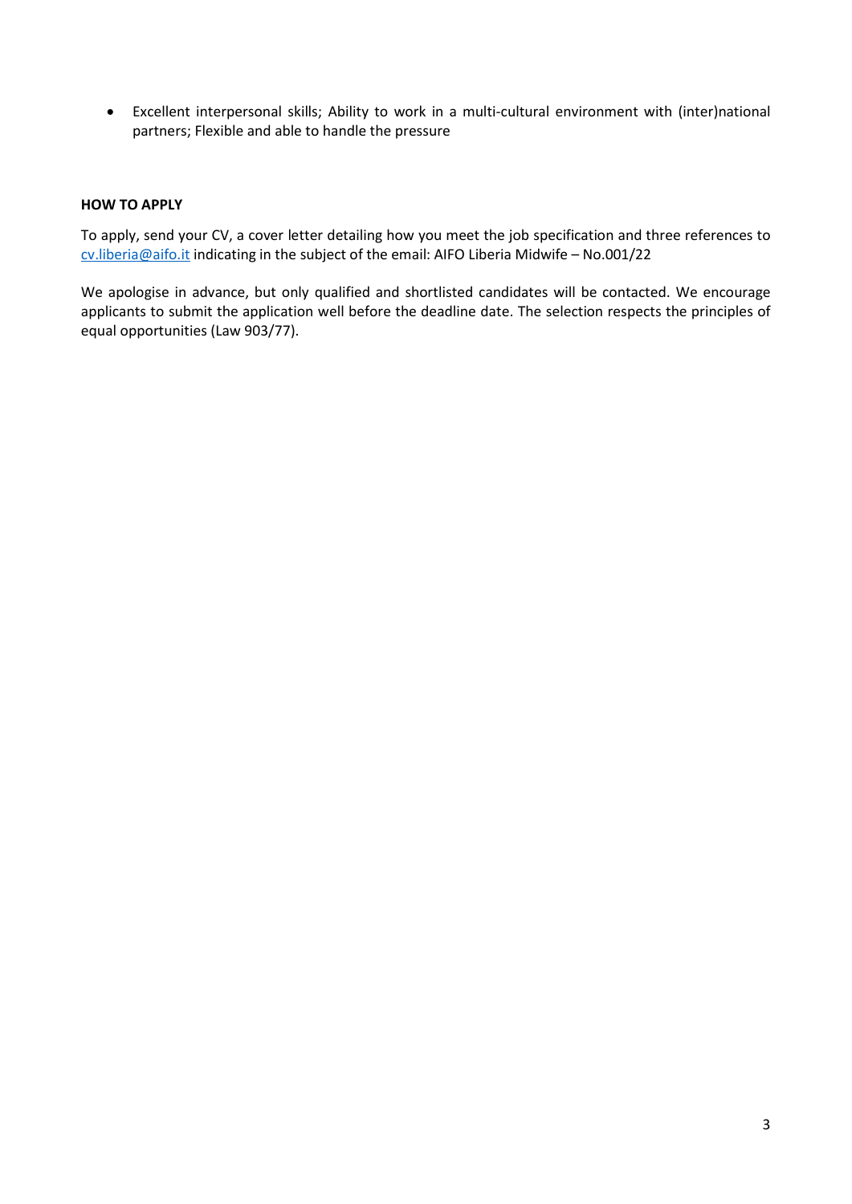- Excellent interpersonal skills; Ability to work in a multi-cultural environment with (inter)national partners; Flexible and able to handle the pressure

**HOW TO APPLY**

To apply, send your CV, a cover letter detailing how you meet the job specification and three references to cv.liberia@aifo.it indicating in the subject of the email: AIFO Liberia Midwife – No.001/22

We apologise in advance, but only qualified and shortlisted candidates will be contacted. We encourage applicants to submit the application well before the deadline date. The selection respects the principles of equal opportunities (Law 903/77).